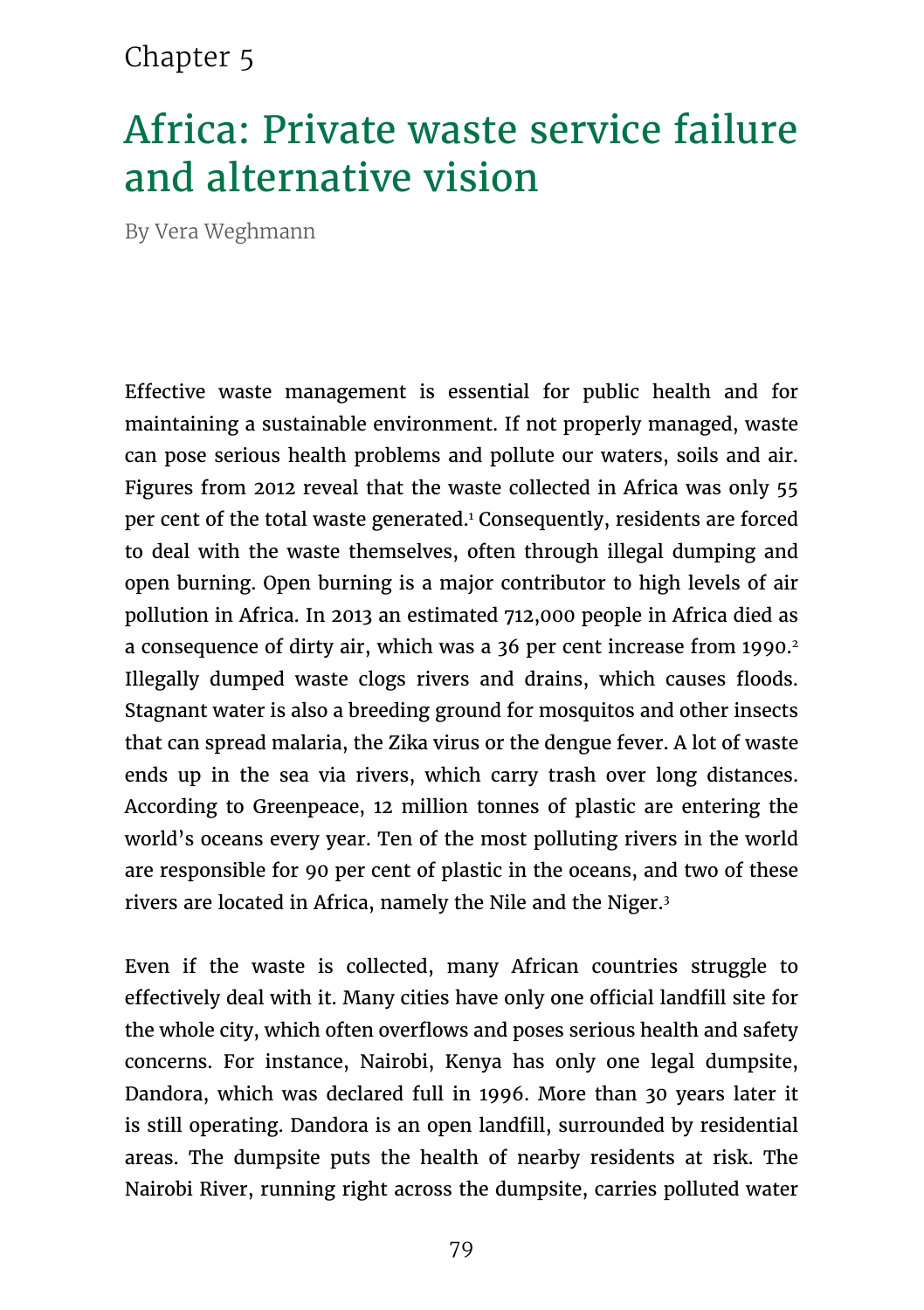Chapter 5

# Africa: Private waste service failure and alternative vision

By Vera Weghmann

Effective waste management is essential for public health and for maintaining a sustainable environment. If not properly managed, waste can pose serious health problems and pollute our waters, soils and air. Figures from 2012 reveal that the waste collected in Africa was only 55 per cent of the total waste generated.[1] Consequently, residents are forced to deal with the waste themselves, often through illegal dumping and open burning. Open burning is a major contributor to high levels of air pollution in Africa. In 2013 an estimated 712,000 people in Africa died as a consequence of dirty air, which was a 36 per cent increase from 1990.[2] Illegally dumped waste clogs rivers and drains, which causes floods. Stagnant water is also a breeding ground for mosquitos and other insects that can spread malaria, the Zika virus or the dengue fever. A lot of waste ends up in the sea via rivers, which carry trash over long distances. According to Greenpeace, 12 million tonnes of plastic are entering the world's oceans every year. Ten of the most polluting rivers in the world are responsible for 90 per cent of plastic in the oceans, and two of these rivers are located in Africa, namely the Nile and the Niger.[3]

Even if the waste is collected, many African countries struggle to effectively deal with it. Many cities have only one official landfill site for the whole city, which often overflows and poses serious health and safety concerns. For instance, Nairobi, Kenya has only one legal dumpsite, Dandora, which was declared full in 1996. More than 30 years later it is still operating. Dandora is an open landfill, surrounded by residential areas. The dumpsite puts the health of nearby residents at risk. The Nairobi River, running right across the dumpsite, carries polluted water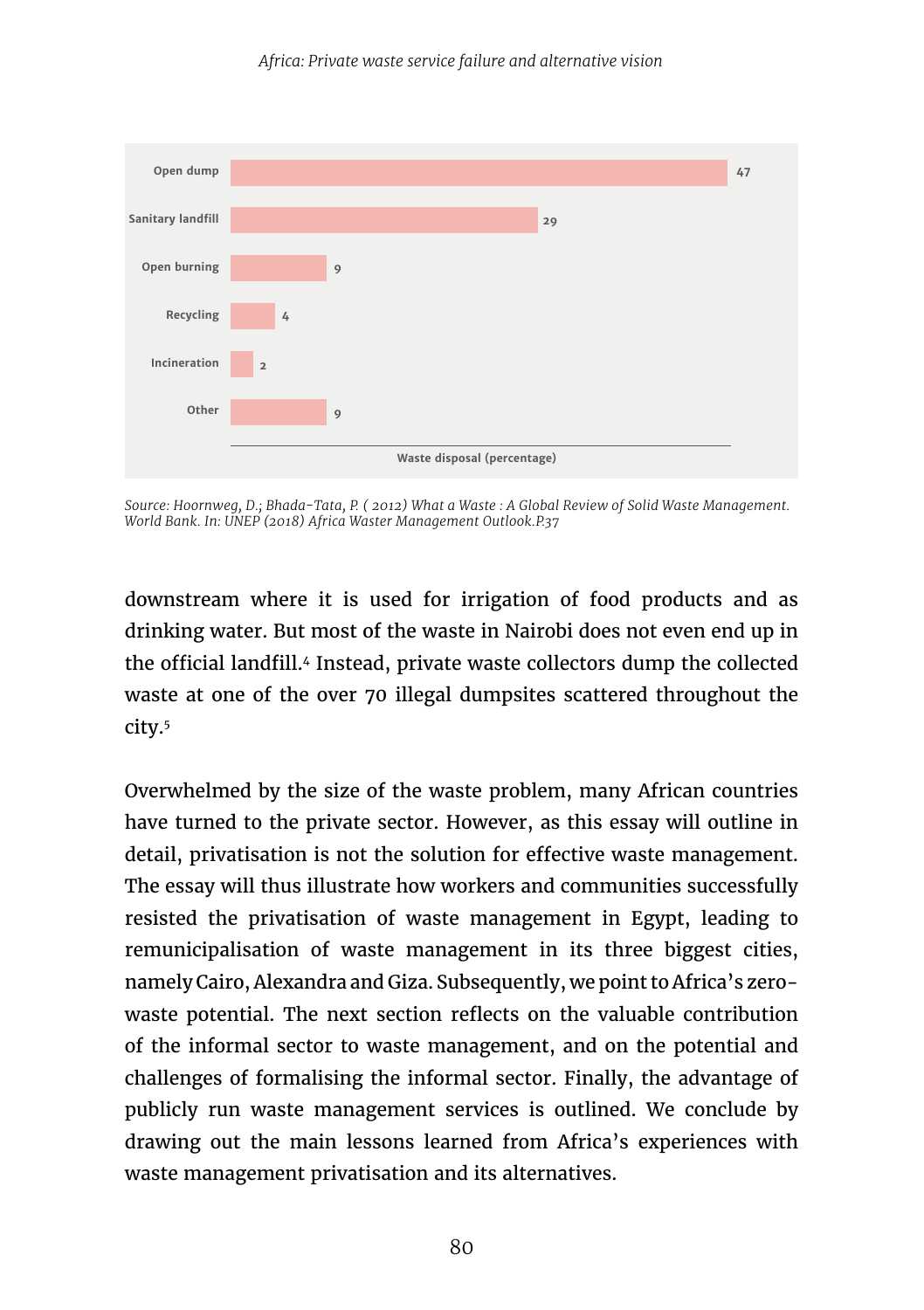| Waste disposal (percentage) | |
|---|---|
| Open dump | 47 |
| Sanitary landfill | 29 |
| Open burning | 9 |
| Recycling | 4 |
| Incineration | 2 |
| Other | 9 |

*Source: Hoornweg, D.; Bhada-Tata, P. ( 2012) What a Waste : A Global Review of Solid Waste Management. World Bank. In: UNEP (2018) Africa Waster Management Outlook.P.37*

downstream where it is used for irrigation of food products and as drinking water. But most of the waste in Nairobi does not even end up in the official landfill.[4] Instead, private waste collectors dump the collected waste at one of the over 70 illegal dumpsites scattered throughout the city.[5]

Overwhelmed by the size of the waste problem, many African countries have turned to the private sector. However, as this essay will outline in detail, privatisation is not the solution for effective waste management. The essay will thus illustrate how workers and communities successfully resisted the privatisation of waste management in Egypt, leading to remunicipalisation of waste management in its three biggest cities, namely Cairo, Alexandra and Giza. Subsequently, we point to Africa's zero-waste potential. The next section reflects on the valuable contribution of the informal sector to waste management, and on the potential and challenges of formalising the informal sector. Finally, the advantage of publicly run waste management services is outlined. We conclude by drawing out the main lessons learned from Africa's experiences with waste management privatisation and its alternatives.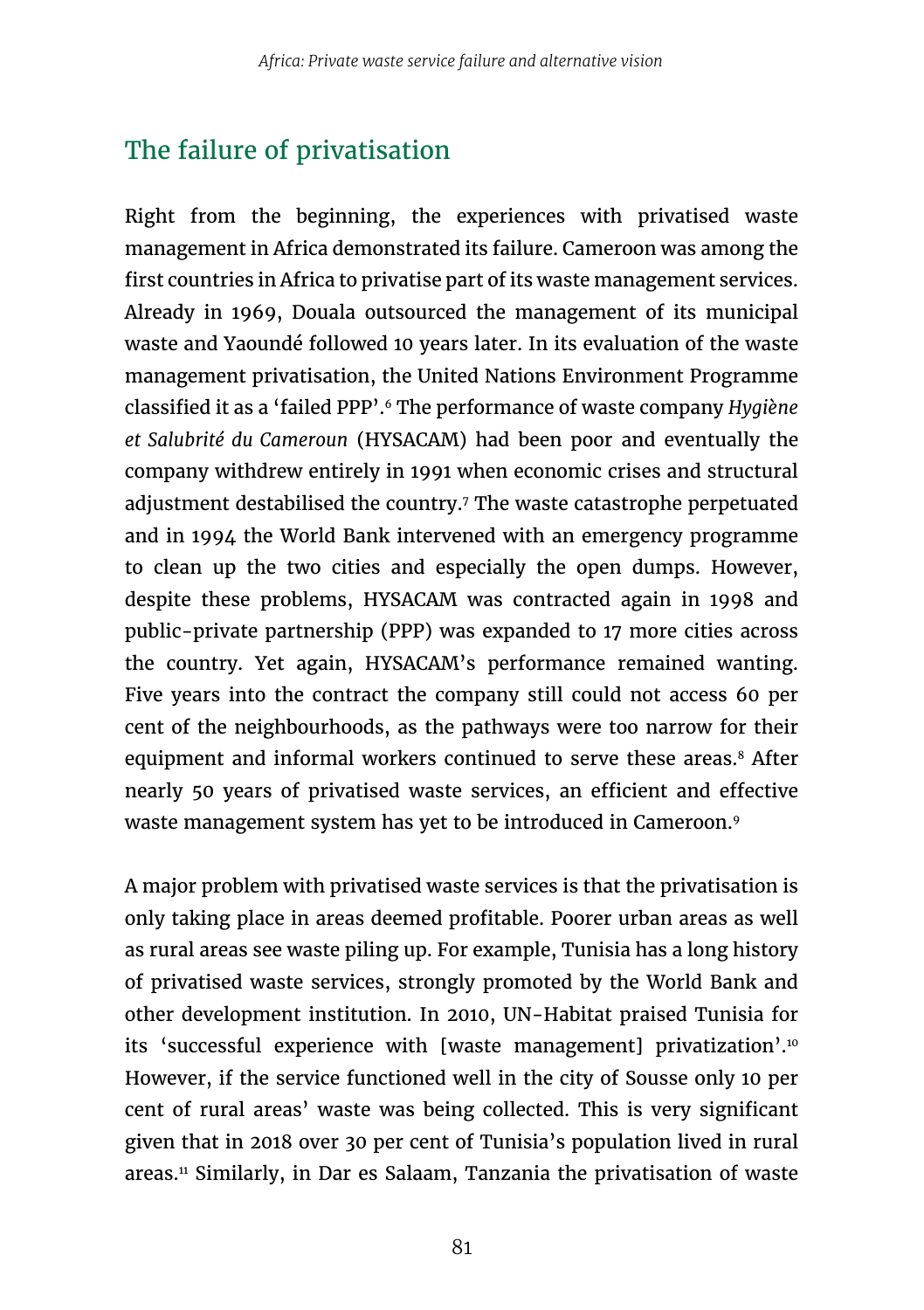## The failure of privatisation

Right from the beginning, the experiences with privatised waste management in Africa demonstrated its failure. Cameroon was among the first countries in Africa to privatise part of its waste management services. Already in 1969, Douala outsourced the management of its municipal waste and Yaoundé followed 10 years later. In its evaluation of the waste management privatisation, the United Nations Environment Programme classified it as a 'failed PPP'.[6] The performance of waste company *Hygiène et Salubrité du Cameroun* (HYSACAM) had been poor and eventually the company withdrew entirely in 1991 when economic crises and structural adjustment destabilised the country.[7] The waste catastrophe perpetuated and in 1994 the World Bank intervened with an emergency programme to clean up the two cities and especially the open dumps. However, despite these problems, HYSACAM was contracted again in 1998 and public-private partnership (PPP) was expanded to 17 more cities across the country. Yet again, HYSACAM's performance remained wanting. Five years into the contract the company still could not access 60 per cent of the neighbourhoods, as the pathways were too narrow for their equipment and informal workers continued to serve these areas.[8] After nearly 50 years of privatised waste services, an efficient and effective waste management system has yet to be introduced in Cameroon.[9]

A major problem with privatised waste services is that the privatisation is only taking place in areas deemed profitable. Poorer urban areas as well as rural areas see waste piling up. For example, Tunisia has a long history of privatised waste services, strongly promoted by the World Bank and other development institution. In 2010, UN-Habitat praised Tunisia for its 'successful experience with [waste management] privatization'.[10] However, if the service functioned well in the city of Sousse only 10 per cent of rural areas' waste was being collected. This is very significant given that in 2018 over 30 per cent of Tunisia's population lived in rural areas.[11] Similarly, in Dar es Salaam, Tanzania the privatisation of waste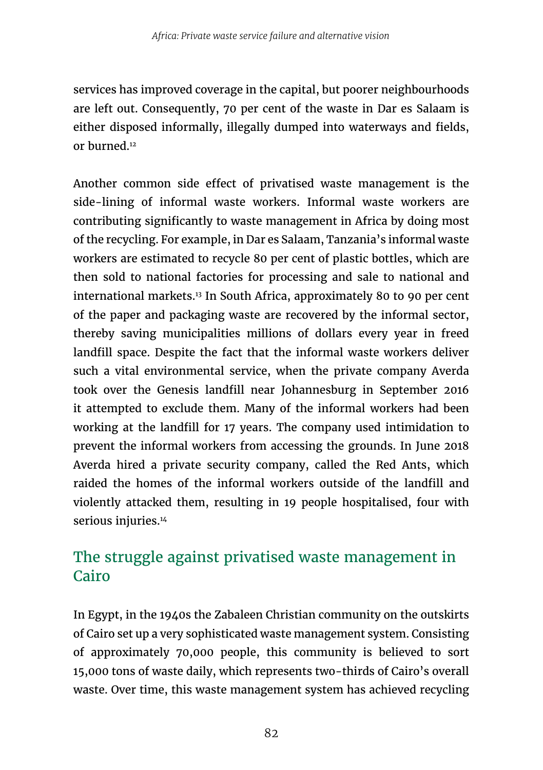services has improved coverage in the capital, but poorer neighbourhoods are left out. Consequently, 70 per cent of the waste in Dar es Salaam is either disposed informally, illegally dumped into waterways and fields, or burned.[12]

Another common side effect of privatised waste management is the side-lining of informal waste workers. Informal waste workers are contributing significantly to waste management in Africa by doing most of the recycling. For example, in Dar es Salaam, Tanzania's informal waste workers are estimated to recycle 80 per cent of plastic bottles, which are then sold to national factories for processing and sale to national and international markets.[13] In South Africa, approximately 80 to 90 per cent of the paper and packaging waste are recovered by the informal sector, thereby saving municipalities millions of dollars every year in freed landfill space. Despite the fact that the informal waste workers deliver such a vital environmental service, when the private company Averda took over the Genesis landfill near Johannesburg in September 2016 it attempted to exclude them. Many of the informal workers had been working at the landfill for 17 years. The company used intimidation to prevent the informal workers from accessing the grounds. In June 2018 Averda hired a private security company, called the Red Ants, which raided the homes of the informal workers outside of the landfill and violently attacked them, resulting in 19 people hospitalised, four with serious injuries.[14]

## The struggle against privatised waste management in Cairo

In Egypt, in the 1940s the Zabaleen Christian community on the outskirts of Cairo set up a very sophisticated waste management system. Consisting of approximately 70,000 people, this community is believed to sort 15,000 tons of waste daily, which represents two-thirds of Cairo's overall waste. Over time, this waste management system has achieved recycling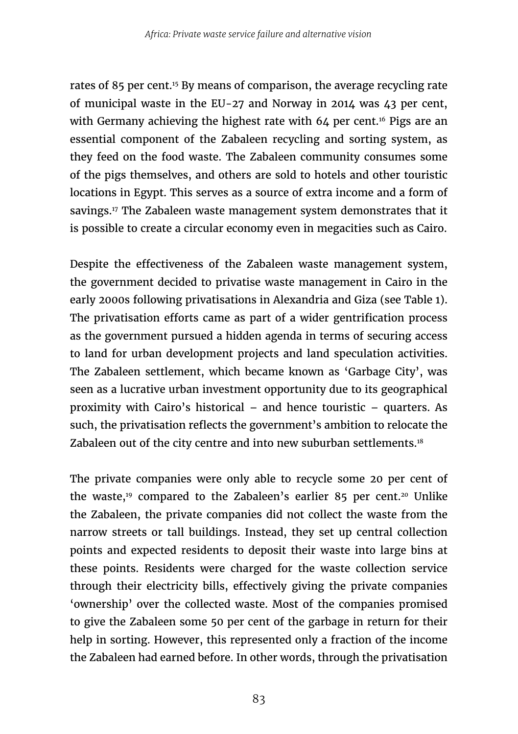rates of 85 per cent.[15] By means of comparison, the average recycling rate of municipal waste in the EU-27 and Norway in 2014 was 43 per cent, with Germany achieving the highest rate with 64 per cent.[16] Pigs are an essential component of the Zabaleen recycling and sorting system, as they feed on the food waste. The Zabaleen community consumes some of the pigs themselves, and others are sold to hotels and other touristic locations in Egypt. This serves as a source of extra income and a form of savings.[17] The Zabaleen waste management system demonstrates that it is possible to create a circular economy even in megacities such as Cairo.

Despite the effectiveness of the Zabaleen waste management system, the government decided to privatise waste management in Cairo in the early 2000s following privatisations in Alexandria and Giza (see Table 1). The privatisation efforts came as part of a wider gentrification process as the government pursued a hidden agenda in terms of securing access to land for urban development projects and land speculation activities. The Zabaleen settlement, which became known as 'Garbage City', was seen as a lucrative urban investment opportunity due to its geographical proximity with Cairo's historical – and hence touristic – quarters. As such, the privatisation reflects the government's ambition to relocate the Zabaleen out of the city centre and into new suburban settlements.[18]

The private companies were only able to recycle some 20 per cent of the waste,[19] compared to the Zabaleen's earlier 85 per cent.[20] Unlike the Zabaleen, the private companies did not collect the waste from the narrow streets or tall buildings. Instead, they set up central collection points and expected residents to deposit their waste into large bins at these points. Residents were charged for the waste collection service through their electricity bills, effectively giving the private companies 'ownership' over the collected waste. Most of the companies promised to give the Zabaleen some 50 per cent of the garbage in return for their help in sorting. However, this represented only a fraction of the income the Zabaleen had earned before. In other words, through the privatisation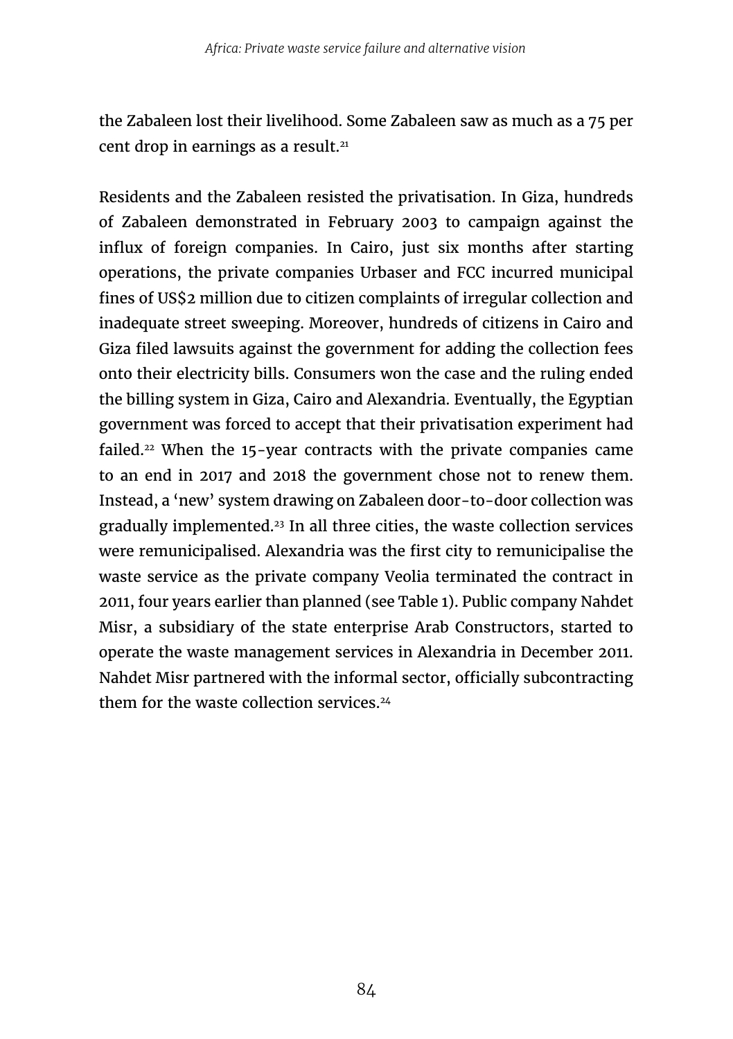the Zabaleen lost their livelihood. Some Zabaleen saw as much as a 75 per cent drop in earnings as a result.[21]

Residents and the Zabaleen resisted the privatisation. In Giza, hundreds of Zabaleen demonstrated in February 2003 to campaign against the influx of foreign companies. In Cairo, just six months after starting operations, the private companies Urbaser and FCC incurred municipal fines of US$2 million due to citizen complaints of irregular collection and inadequate street sweeping. Moreover, hundreds of citizens in Cairo and Giza filed lawsuits against the government for adding the collection fees onto their electricity bills. Consumers won the case and the ruling ended the billing system in Giza, Cairo and Alexandria. Eventually, the Egyptian government was forced to accept that their privatisation experiment had failed.[22] When the 15-year contracts with the private companies came to an end in 2017 and 2018 the government chose not to renew them. Instead, a 'new' system drawing on Zabaleen door-to-door collection was gradually implemented.[23] In all three cities, the waste collection services were remunicipalised. Alexandria was the first city to remunicipalise the waste service as the private company Veolia terminated the contract in 2011, four years earlier than planned (see Table 1). Public company Nahdet Misr, a subsidiary of the state enterprise Arab Constructors, started to operate the waste management services in Alexandria in December 2011. Nahdet Misr partnered with the informal sector, officially subcontracting them for the waste collection services.[24]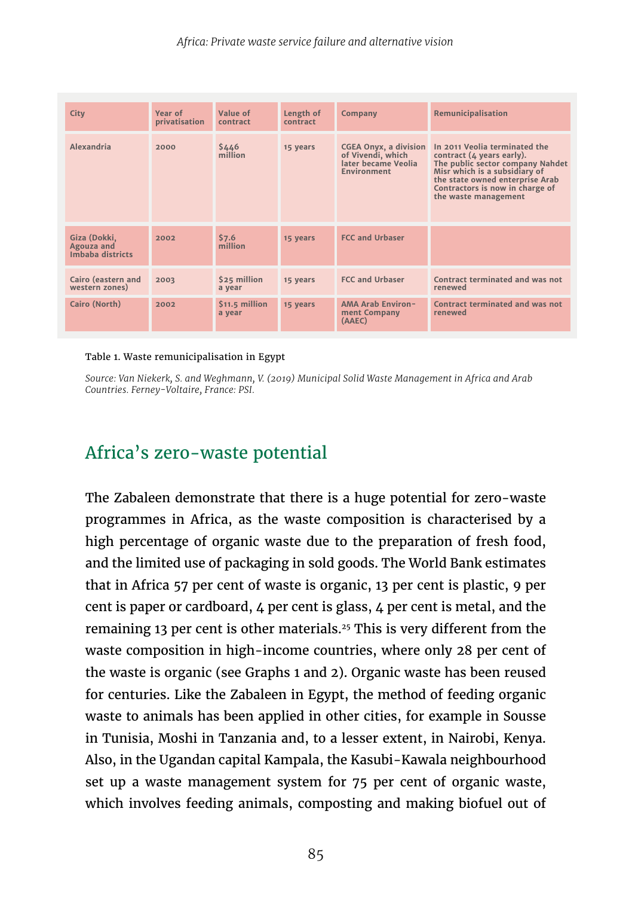| City | Year of privatisation | Value of contract | Length of contract | Company | Remunicipalisation |
|---|---|---|---|---|---|
| Alexandria | 2000 | $446 million | 15 years | CGEA Onyx, a division of Vivendi, which later became Veolia Environment | In 2011 Veolia terminated the contract (4 years early). The public sector company Nahdet Misr which is a subsidiary of the state owned enterprise Arab Contractors is now in charge of the waste management |
| Giza (Dokki, Agouza and Imbaba districts | 2002 | $7.6 million | 15 years | FCC and Urbaser | |
| Cairo (eastern and western zones) | 2003 | $25 million a year | 15 years | FCC and Urbaser | Contract terminated and was not renewed |
| Cairo (North) | 2002 | $11.5 million a year | 15 years | AMA Arab Environment Company (AAEC) | Contract terminated and was not renewed |

Table 1. Waste remunicipalisation in Egypt

*Source: Van Niekerk, S. and Weghmann, V. (2019) Municipal Solid Waste Management in Africa and Arab Countries. Ferney-Voltaire, France: PSI.*

## Africa's zero-waste potential

The Zabaleen demonstrate that there is a huge potential for zero-waste programmes in Africa, as the waste composition is characterised by a high percentage of organic waste due to the preparation of fresh food, and the limited use of packaging in sold goods. The World Bank estimates that in Africa 57 per cent of waste is organic, 13 per cent is plastic, 9 per cent is paper or cardboard, 4 per cent is glass, 4 per cent is metal, and the remaining 13 per cent is other materials.[25] This is very different from the waste composition in high-income countries, where only 28 per cent of the waste is organic (see Graphs 1 and 2). Organic waste has been reused for centuries. Like the Zabaleen in Egypt, the method of feeding organic waste to animals has been applied in other cities, for example in Sousse in Tunisia, Moshi in Tanzania and, to a lesser extent, in Nairobi, Kenya. Also, in the Ugandan capital Kampala, the Kasubi-Kawala neighbourhood set up a waste management system for 75 per cent of organic waste, which involves feeding animals, composting and making biofuel out of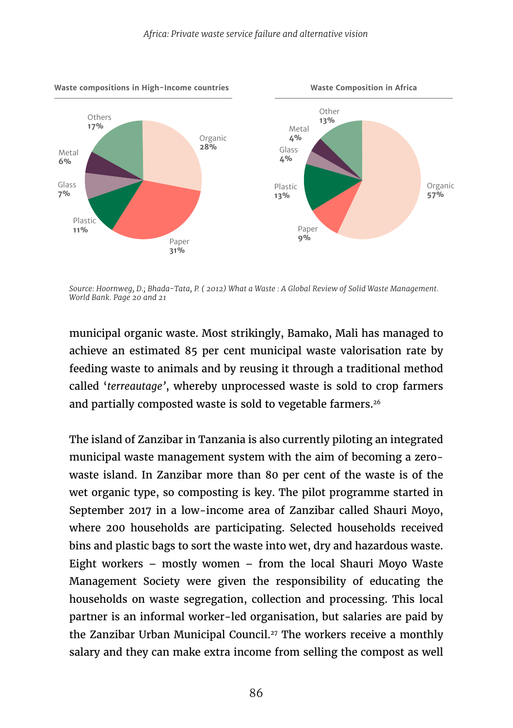**Waste compositions in High-Income countries**

| Category | Share |
| --- | --- |
| Organic | 28% |
| Paper | 31% |
| Plastic | 11% |
| Glass | 7% |
| Metal | 6% |
| Others | 17% |

**Waste Composition in Africa**

| Category | Share |
| --- | --- |
| Organic | 57% |
| Paper | 9% |
| Plastic | 13% |
| Glass | 4% |
| Metal | 4% |
| Other | 13% |

*Source: Hoornweg, D.; Bhada-Tata, P. ( 2012) What a Waste : A Global Review of Solid Waste Management. World Bank. Page 20 and 21*

municipal organic waste. Most strikingly, Bamako, Mali has managed to achieve an estimated 85 per cent municipal waste valorisation rate by feeding waste to animals and by reusing it through a traditional method called '*terreautage*', whereby unprocessed waste is sold to crop farmers and partially composted waste is sold to vegetable farmers.[26]

The island of Zanzibar in Tanzania is also currently piloting an integrated municipal waste management system with the aim of becoming a zero-waste island. In Zanzibar more than 80 per cent of the waste is of the wet organic type, so composting is key. The pilot programme started in September 2017 in a low-income area of Zanzibar called Shauri Moyo, where 200 households are participating. Selected households received bins and plastic bags to sort the waste into wet, dry and hazardous waste. Eight workers – mostly women – from the local Shauri Moyo Waste Management Society were given the responsibility of educating the households on waste segregation, collection and processing. This local partner is an informal worker-led organisation, but salaries are paid by the Zanzibar Urban Municipal Council.[27] The workers receive a monthly salary and they can make extra income from selling the compost as well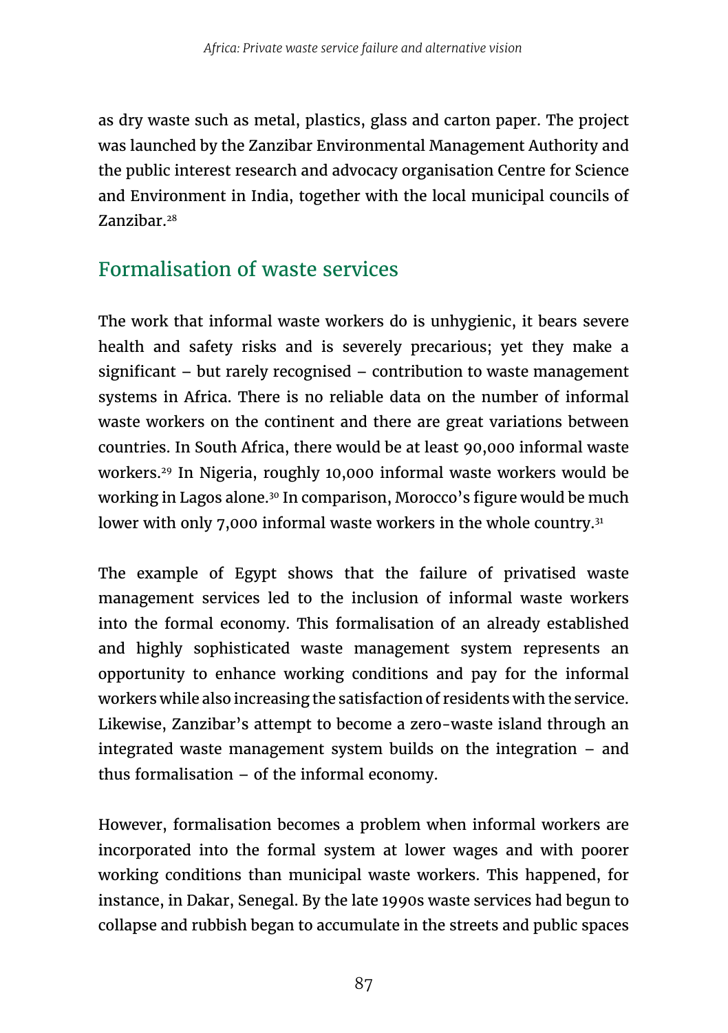as dry waste such as metal, plastics, glass and carton paper. The project was launched by the Zanzibar Environmental Management Authority and the public interest research and advocacy organisation Centre for Science and Environment in India, together with the local municipal councils of Zanzibar.[28]

## Formalisation of waste services

The work that informal waste workers do is unhygienic, it bears severe health and safety risks and is severely precarious; yet they make a significant – but rarely recognised – contribution to waste management systems in Africa. There is no reliable data on the number of informal waste workers on the continent and there are great variations between countries. In South Africa, there would be at least 90,000 informal waste workers.[29] In Nigeria, roughly 10,000 informal waste workers would be working in Lagos alone.[30] In comparison, Morocco's figure would be much lower with only 7,000 informal waste workers in the whole country.[31]

The example of Egypt shows that the failure of privatised waste management services led to the inclusion of informal waste workers into the formal economy. This formalisation of an already established and highly sophisticated waste management system represents an opportunity to enhance working conditions and pay for the informal workers while also increasing the satisfaction of residents with the service. Likewise, Zanzibar's attempt to become a zero-waste island through an integrated waste management system builds on the integration – and thus formalisation – of the informal economy.

However, formalisation becomes a problem when informal workers are incorporated into the formal system at lower wages and with poorer working conditions than municipal waste workers. This happened, for instance, in Dakar, Senegal. By the late 1990s waste services had begun to collapse and rubbish began to accumulate in the streets and public spaces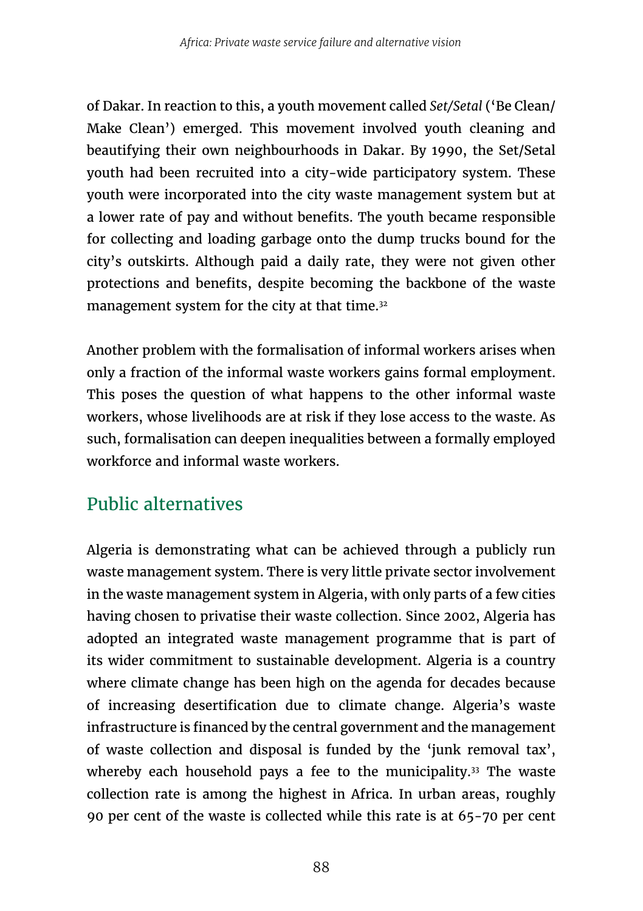of Dakar. In reaction to this, a youth movement called *Set/Setal* ('Be Clean/ Make Clean') emerged. This movement involved youth cleaning and beautifying their own neighbourhoods in Dakar. By 1990, the Set/Setal youth had been recruited into a city-wide participatory system. These youth were incorporated into the city waste management system but at a lower rate of pay and without benefits. The youth became responsible for collecting and loading garbage onto the dump trucks bound for the city's outskirts. Although paid a daily rate, they were not given other protections and benefits, despite becoming the backbone of the waste management system for the city at that time.[32]

Another problem with the formalisation of informal workers arises when only a fraction of the informal waste workers gains formal employment. This poses the question of what happens to the other informal waste workers, whose livelihoods are at risk if they lose access to the waste. As such, formalisation can deepen inequalities between a formally employed workforce and informal waste workers.

## Public alternatives

Algeria is demonstrating what can be achieved through a publicly run waste management system. There is very little private sector involvement in the waste management system in Algeria, with only parts of a few cities having chosen to privatise their waste collection. Since 2002, Algeria has adopted an integrated waste management programme that is part of its wider commitment to sustainable development. Algeria is a country where climate change has been high on the agenda for decades because of increasing desertification due to climate change. Algeria's waste infrastructure is financed by the central government and the management of waste collection and disposal is funded by the 'junk removal tax', whereby each household pays a fee to the municipality.[33] The waste collection rate is among the highest in Africa. In urban areas, roughly 90 per cent of the waste is collected while this rate is at 65-70 per cent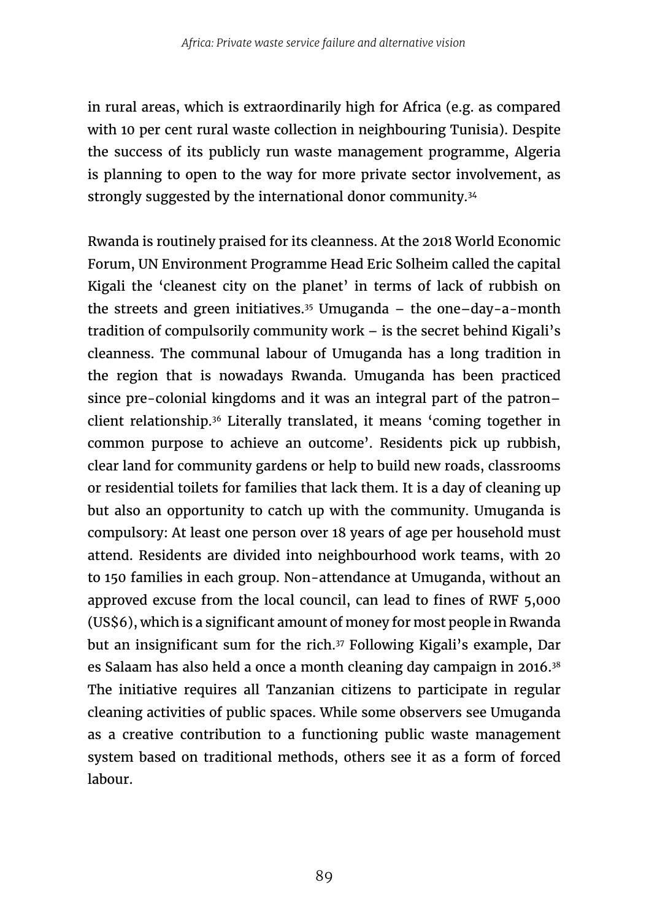in rural areas, which is extraordinarily high for Africa (e.g. as compared with 10 per cent rural waste collection in neighbouring Tunisia). Despite the success of its publicly run waste management programme, Algeria is planning to open to the way for more private sector involvement, as strongly suggested by the international donor community.[34]

Rwanda is routinely praised for its cleanness. At the 2018 World Economic Forum, UN Environment Programme Head Eric Solheim called the capital Kigali the 'cleanest city on the planet' in terms of lack of rubbish on the streets and green initiatives.[35] Umuganda – the one–day-a-month tradition of compulsorily community work – is the secret behind Kigali's cleanness. The communal labour of Umuganda has a long tradition in the region that is nowadays Rwanda. Umuganda has been practiced since pre-colonial kingdoms and it was an integral part of the patron–client relationship.[36] Literally translated, it means 'coming together in common purpose to achieve an outcome'. Residents pick up rubbish, clear land for community gardens or help to build new roads, classrooms or residential toilets for families that lack them. It is a day of cleaning up but also an opportunity to catch up with the community. Umuganda is compulsory: At least one person over 18 years of age per household must attend. Residents are divided into neighbourhood work teams, with 20 to 150 families in each group. Non-attendance at Umuganda, without an approved excuse from the local council, can lead to fines of RWF 5,000 (US$6), which is a significant amount of money for most people in Rwanda but an insignificant sum for the rich.[37] Following Kigali's example, Dar es Salaam has also held a once a month cleaning day campaign in 2016.[38] The initiative requires all Tanzanian citizens to participate in regular cleaning activities of public spaces. While some observers see Umuganda as a creative contribution to a functioning public waste management system based on traditional methods, others see it as a form of forced labour.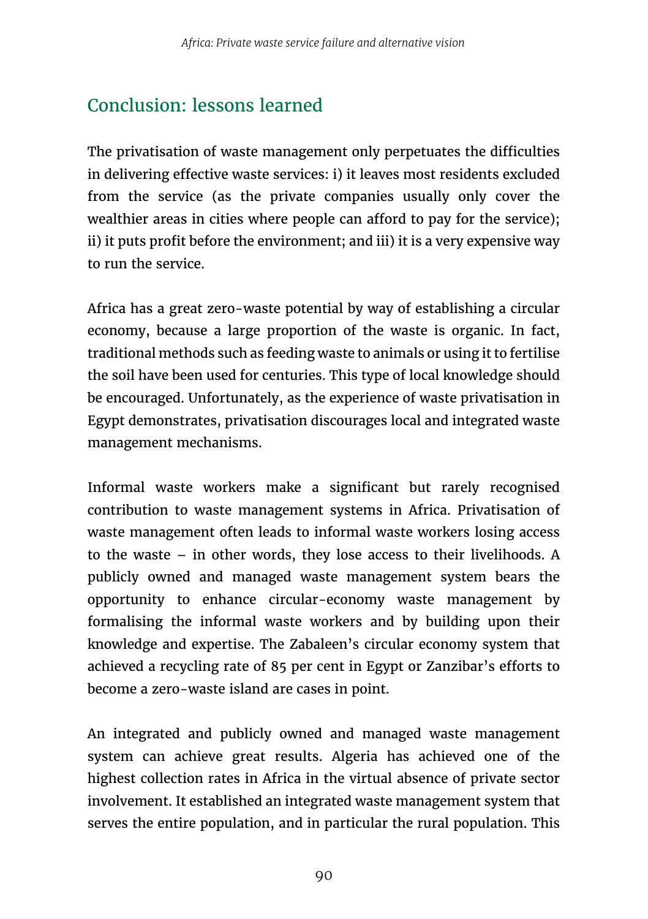## Conclusion: lessons learned

The privatisation of waste management only perpetuates the difficulties in delivering effective waste services: i) it leaves most residents excluded from the service (as the private companies usually only cover the wealthier areas in cities where people can afford to pay for the service); ii) it puts profit before the environment; and iii) it is a very expensive way to run the service.

Africa has a great zero-waste potential by way of establishing a circular economy, because a large proportion of the waste is organic. In fact, traditional methods such as feeding waste to animals or using it to fertilise the soil have been used for centuries. This type of local knowledge should be encouraged. Unfortunately, as the experience of waste privatisation in Egypt demonstrates, privatisation discourages local and integrated waste management mechanisms.

Informal waste workers make a significant but rarely recognised contribution to waste management systems in Africa. Privatisation of waste management often leads to informal waste workers losing access to the waste – in other words, they lose access to their livelihoods. A publicly owned and managed waste management system bears the opportunity to enhance circular-economy waste management by formalising the informal waste workers and by building upon their knowledge and expertise. The Zabaleen's circular economy system that achieved a recycling rate of 85 per cent in Egypt or Zanzibar's efforts to become a zero-waste island are cases in point.

An integrated and publicly owned and managed waste management system can achieve great results. Algeria has achieved one of the highest collection rates in Africa in the virtual absence of private sector involvement. It established an integrated waste management system that serves the entire population, and in particular the rural population. This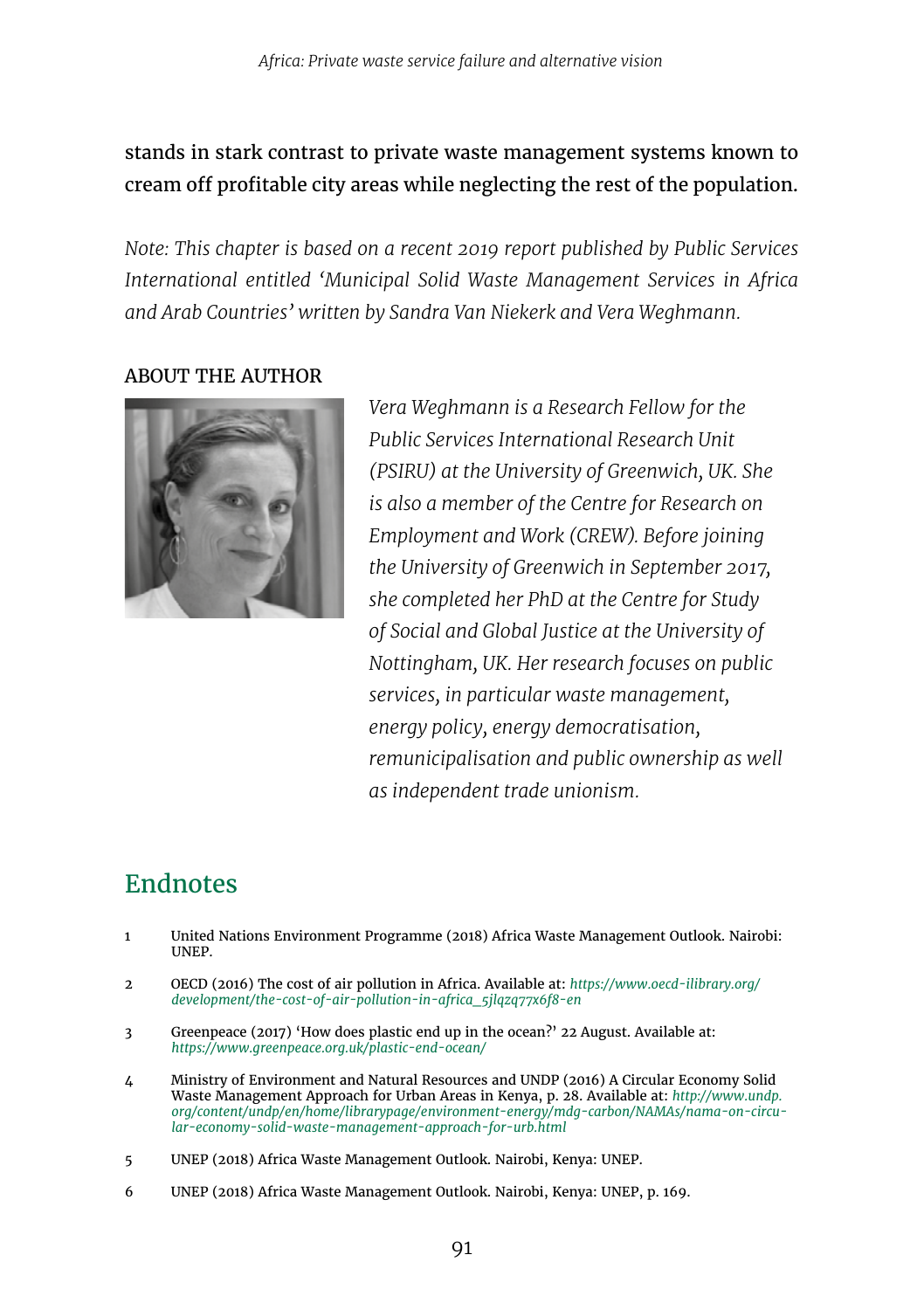stands in stark contrast to private waste management systems known to cream off profitable city areas while neglecting the rest of the population.

*Note: This chapter is based on a recent 2019 report published by Public Services International entitled 'Municipal Solid Waste Management Services in Africa and Arab Countries' written by Sandra Van Niekerk and Vera Weghmann.*

### ABOUT THE AUTHOR

*Vera Weghmann is a Research Fellow for the Public Services International Research Unit (PSIRU) at the University of Greenwich, UK. She is also a member of the Centre for Research on Employment and Work (CREW). Before joining the University of Greenwich in September 2017, she completed her PhD at the Centre for Study of Social and Global Justice at the University of Nottingham, UK. Her research focuses on public services, in particular waste management, energy policy, energy democratisation, remunicipalisation and public ownership as well as independent trade unionism.*

## Endnotes

1. United Nations Environment Programme (2018) Africa Waste Management Outlook. Nairobi: UNEP.
2. OECD (2016) The cost of air pollution in Africa. Available at: *https://www.oecd-ilibrary.org/development/the-cost-of-air-pollution-in-africa_5jlqzq77x6f8-en*
3. Greenpeace (2017) 'How does plastic end up in the ocean?' 22 August. Available at: *https://www.greenpeace.org.uk/plastic-end-ocean/*
4. Ministry of Environment and Natural Resources and UNDP (2016) A Circular Economy Solid Waste Management Approach for Urban Areas in Kenya, p. 28. Available at: *http://www.undp.org/content/undp/en/home/librarypage/environment-energy/mdg-carbon/NAMAs/nama-on-circular-economy-solid-waste-management-approach-for-urb.html*
5. UNEP (2018) Africa Waste Management Outlook. Nairobi, Kenya: UNEP.
6. UNEP (2018) Africa Waste Management Outlook. Nairobi, Kenya: UNEP, p. 169.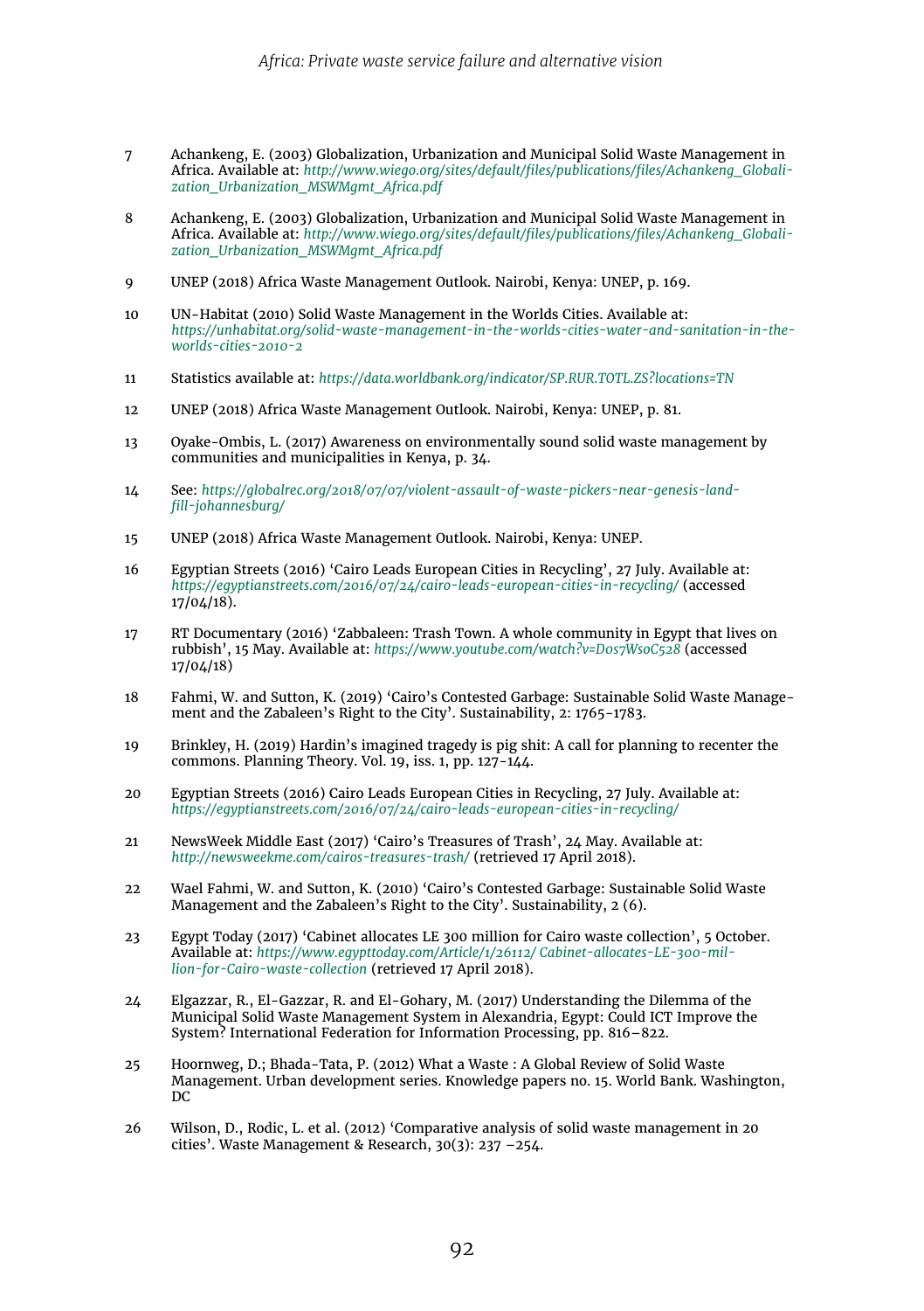7 Achankeng, E. (2003) Globalization, Urbanization and Municipal Solid Waste Management in Africa. Available at: *http://www.wiego.org/sites/default/files/publications/files/Achankeng_Globalization_Urbanization_MSWMgmt_Africa.pdf*

8 Achankeng, E. (2003) Globalization, Urbanization and Municipal Solid Waste Management in Africa. Available at: *http://www.wiego.org/sites/default/files/publications/files/Achankeng_Globalization_Urbanization_MSWMgmt_Africa.pdf*

9 UNEP (2018) Africa Waste Management Outlook. Nairobi, Kenya: UNEP, p. 169.

10 UN-Habitat (2010) Solid Waste Management in the Worlds Cities. Available at: *https://unhabitat.org/solid-waste-management-in-the-worlds-cities-water-and-sanitation-in-the-worlds-cities-2010-2*

11 Statistics available at: *https://data.worldbank.org/indicator/SP.RUR.TOTL.ZS?locations=TN*

12 UNEP (2018) Africa Waste Management Outlook. Nairobi, Kenya: UNEP, p. 81.

13 Oyake-Ombis, L. (2017) Awareness on environmentally sound solid waste management by communities and municipalities in Kenya, p. 34.

14 See: *https://globalrec.org/2018/07/07/violent-assault-of-waste-pickers-near-genesis-landfill-johannesburg/*

15 UNEP (2018) Africa Waste Management Outlook. Nairobi, Kenya: UNEP.

16 Egyptian Streets (2016) 'Cairo Leads European Cities in Recycling', 27 July. Available at: *https://egyptianstreets.com/2016/07/24/cairo-leads-european-cities-in-recycling/* (accessed 17/04/18).

17 RT Documentary (2016) 'Zabbaleen: Trash Town. A whole community in Egypt that lives on rubbish', 15 May. Available at: *https://www.youtube.com/watch?v=Dos7WsoC528* (accessed 17/04/18)

18 Fahmi, W. and Sutton, K. (2019) 'Cairo's Contested Garbage: Sustainable Solid Waste Management and the Zabaleen's Right to the City'. Sustainability, 2: 1765-1783.

19 Brinkley, H. (2019) Hardin's imagined tragedy is pig shit: A call for planning to recenter the commons. Planning Theory. Vol. 19, iss. 1, pp. 127-144.

20 Egyptian Streets (2016) Cairo Leads European Cities in Recycling, 27 July. Available at: *https://egyptianstreets.com/2016/07/24/cairo-leads-european-cities-in-recycling/*

21 NewsWeek Middle East (2017) 'Cairo's Treasures of Trash', 24 May. Available at: *http://newsweekme.com/cairos-treasures-trash/* (retrieved 17 April 2018).

22 Wael Fahmi, W. and Sutton, K. (2010) 'Cairo's Contested Garbage: Sustainable Solid Waste Management and the Zabaleen's Right to the City'. Sustainability, 2 (6).

23 Egypt Today (2017) 'Cabinet allocates LE 300 million for Cairo waste collection', 5 October. Available at: *https://www.egypttoday.com/Article/1/26112/ Cabinet-allocates-LE-300-million-for-Cairo-waste-collection* (retrieved 17 April 2018).

24 Elgazzar, R., El-Gazzar, R. and El-Gohary, M. (2017) Understanding the Dilemma of the Municipal Solid Waste Management System in Alexandria, Egypt: Could ICT Improve the System? International Federation for Information Processing, pp. 816–822.

25 Hoornweg, D.; Bhada-Tata, P. (2012) What a Waste : A Global Review of Solid Waste Management. Urban development series. Knowledge papers no. 15. World Bank. Washington, DC

26 Wilson, D., Rodic, L. et al. (2012) 'Comparative analysis of solid waste management in 20 cities'. Waste Management & Research, 30(3): 237 –254.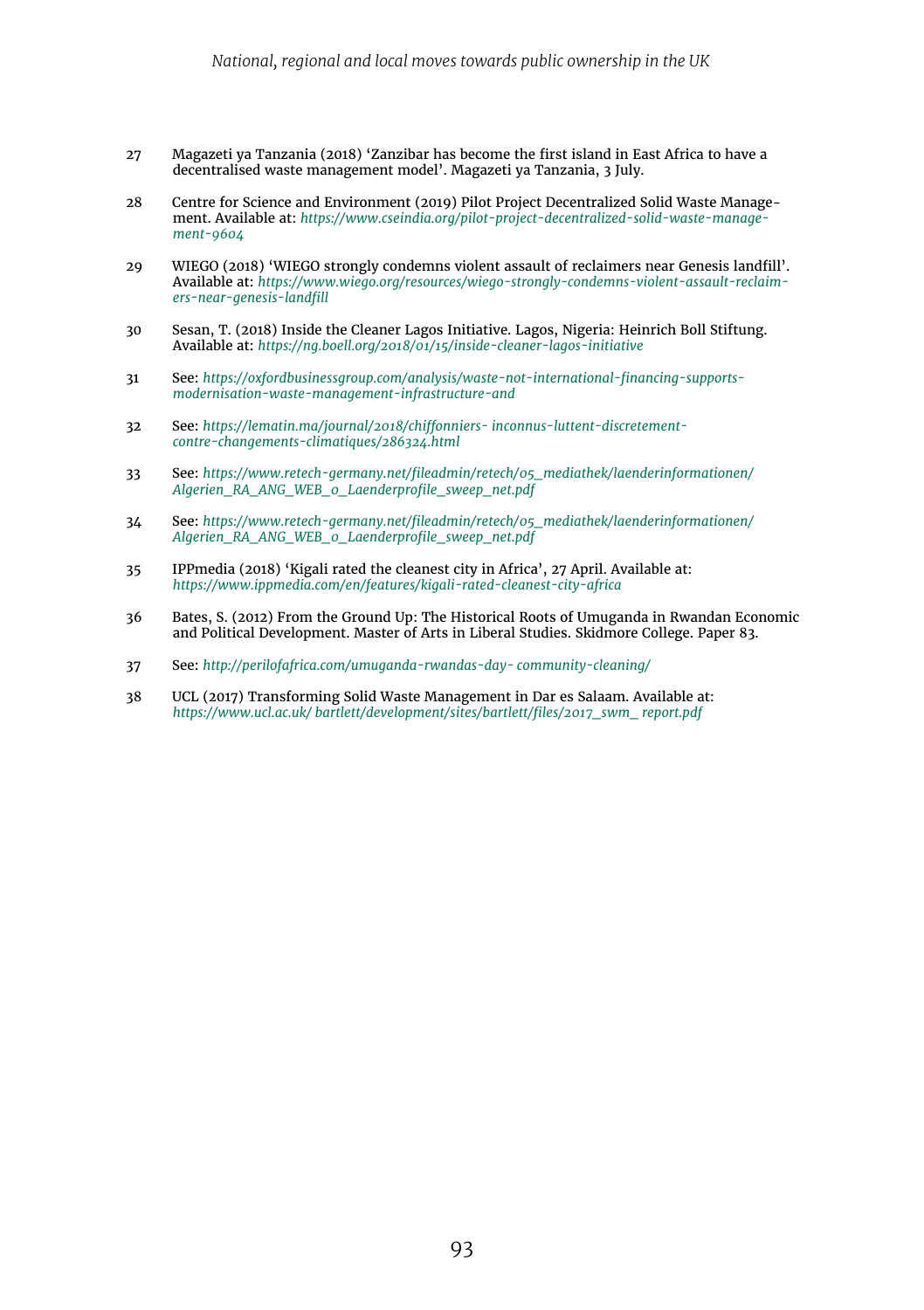27 Magazeti ya Tanzania (2018) 'Zanzibar has become the first island in East Africa to have a decentralised waste management model'. Magazeti ya Tanzania, 3 July.

28 Centre for Science and Environment (2019) Pilot Project Decentralized Solid Waste Management. Available at: *https://www.cseindia.org/pilot-project-decentralized-solid-waste-management-9604*

29 WIEGO (2018) 'WIEGO strongly condemns violent assault of reclaimers near Genesis landfill'. Available at: *https://www.wiego.org/resources/wiego-strongly-condemns-violent-assault-reclaimers-near-genesis-landfill*

30 Sesan, T. (2018) Inside the Cleaner Lagos Initiative. Lagos, Nigeria: Heinrich Boll Stiftung. Available at: *https://ng.boell.org/2018/01/15/inside-cleaner-lagos-initiative*

31 See: *https://oxfordbusinessgroup.com/analysis/waste-not-international-financing-supports-modernisation-waste-management-infrastructure-and*

32 See: *https://lematin.ma/journal/2018/chiffonniers- inconnus-luttent-discretement-contre-changements-climatiques/286324.html*

33 See: *https://www.retech-germany.net/fileadmin/retech/05_mediathek/laenderinformationen/Algerien_RA_ANG_WEB_0_Laenderprofile_sweep_net.pdf*

34 See: *https://www.retech-germany.net/fileadmin/retech/05_mediathek/laenderinformationen/Algerien_RA_ANG_WEB_0_Laenderprofile_sweep_net.pdf*

35 IPPmedia (2018) 'Kigali rated the cleanest city in Africa', 27 April. Available at: *https://www.ippmedia.com/en/features/kigali-rated-cleanest-city-africa*

36 Bates, S. (2012) From the Ground Up: The Historical Roots of Umuganda in Rwandan Economic and Political Development. Master of Arts in Liberal Studies. Skidmore College. Paper 83.

37 See: *http://perilofafrica.com/umuganda-rwandas-day- community-cleaning/*

38 UCL (2017) Transforming Solid Waste Management in Dar es Salaam. Available at: *https://www.ucl.ac.uk/ bartlett/development/sites/bartlett/files/2017_swm_ report.pdf*